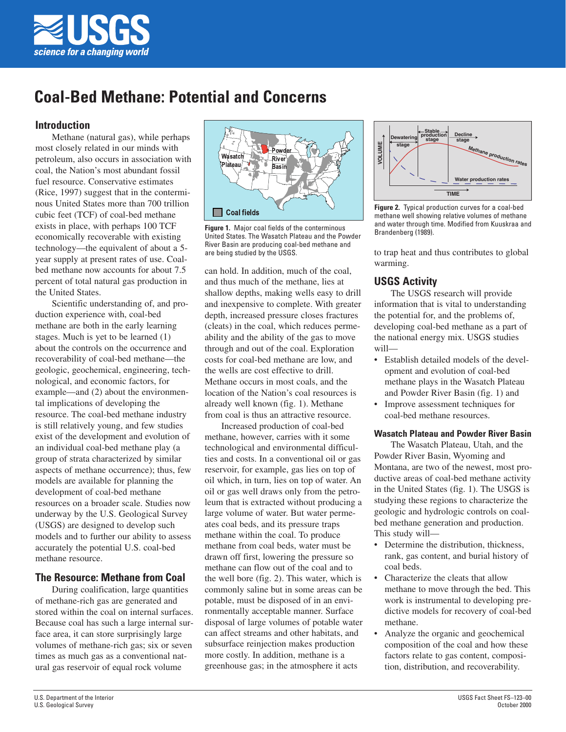# Coal-Bed Methane: Potential and Concerns

## Introduction

Methane (natural gas), while perhaps most closely related in our minds with petroleum, also occurs in association with coal, the Nation's most abundant fossil fuel resource. Conservative estimates (Rice, 1997) suggest that in the conterminous United States more than 700 trillion cubic feet (TCF) of coal-bed methane exists in place, with perhaps 100 TCF economically recoverable with existing technology—the equivalent of about a 5-year supply at present rates of use. Coal-bed methane now accounts for about 7.5 percent of total natural gas production in the United States.

Scientific understanding of, and production experience with, coal-bed methane are both in the early learning stages. Much is yet to be learned (1) about the controls on the occurrence and recoverability of coal-bed methane—the geologic, geochemical, engineering, technological, and economic factors, for example—and (2) about the environmental implications of developing the resource. The coal-bed methane industry is still relatively young, and few studies exist of the development and evolution of an individual coal-bed methane play (a group of strata characterized by similar aspects of methane occurrence); thus, few models are available for planning the development of coal-bed methane resources on a broader scale. Studies now underway by the U.S. Geological Survey (USGS) are designed to develop such models and to further our ability to assess accurately the potential U.S. coal-bed methane resource.

## The Resource: Methane from Coal

During coalification, large quantities of methane-rich gas are generated and stored within the coal on internal surfaces. Because coal has such a large internal surface area, it can store surprisingly large volumes of methane-rich gas; six or seven times as much gas as a conventional natural gas reservoir of equal rock volume can hold. In addition, much of the coal, and thus much of the methane, lies at shallow depths, making wells easy to drill and inexpensive to complete. With greater depth, increased pressure closes fractures (cleats) in the coal, which reduces permeability and the ability of the gas to move through and out of the coal. Exploration costs for coal-bed methane are low, and the wells are cost effective to drill. Methane occurs in most coals, and the location of the Nation's coal resources is already well known (fig. 1). Methane from coal is thus an attractive resource.

**Figure 1.** Major coal fields of the conterminous United States. The Wasatch Plateau and the Powder River Basin are producing coal-bed methane and are being studied by the USGS.

Increased production of coal-bed methane, however, carries with it some technological and environmental difficulties and costs. In a conventional oil or gas reservoir, for example, gas lies on top of oil which, in turn, lies on top of water. An oil or gas well draws only from the petroleum that is extracted without producing a large volume of water. But water permeates coal beds, and its pressure traps methane within the coal. To produce methane from coal beds, water must be drawn off first, lowering the pressure so methane can flow out of the coal and to the well bore (fig. 2). This water, which is commonly saline but in some areas can be potable, must be disposed of in an environmentally acceptable manner. Surface disposal of large volumes of potable water can affect streams and other habitats, and subsurface reinjection makes production more costly. In addition, methane is a greenhouse gas; in the atmosphere it acts to trap heat and thus contributes to global warming.

**Figure 2.** Typical production curves for a coal-bed methane well showing relative volumes of methane and water through time. Modified from Kuuskraa and Brandenberg (1989).

## USGS Activity

The USGS research will provide information that is vital to understanding the potential for, and the problems of, developing coal-bed methane as a part of the national energy mix. USGS studies will—

- Establish detailed models of the development and evolution of coal-bed methane plays in the Wasatch Plateau and Powder River Basin (fig. 1) and
- Improve assessment techniques for coal-bed methane resources.

### Wasatch Plateau and Powder River Basin

The Wasatch Plateau, Utah, and the Powder River Basin, Wyoming and Montana, are two of the newest, most productive areas of coal-bed methane activity in the United States (fig. 1). The USGS is studying these regions to characterize the geologic and hydrologic controls on coal-bed methane generation and production. This study will—

- Determine the distribution, thickness, rank, gas content, and burial history of coal beds.
- Characterize the cleats that allow methane to move through the bed. This work is instrumental to developing predictive models for recovery of coal-bed methane.
- Analyze the organic and geochemical composition of the coal and how these factors relate to gas content, composition, distribution, and recoverability.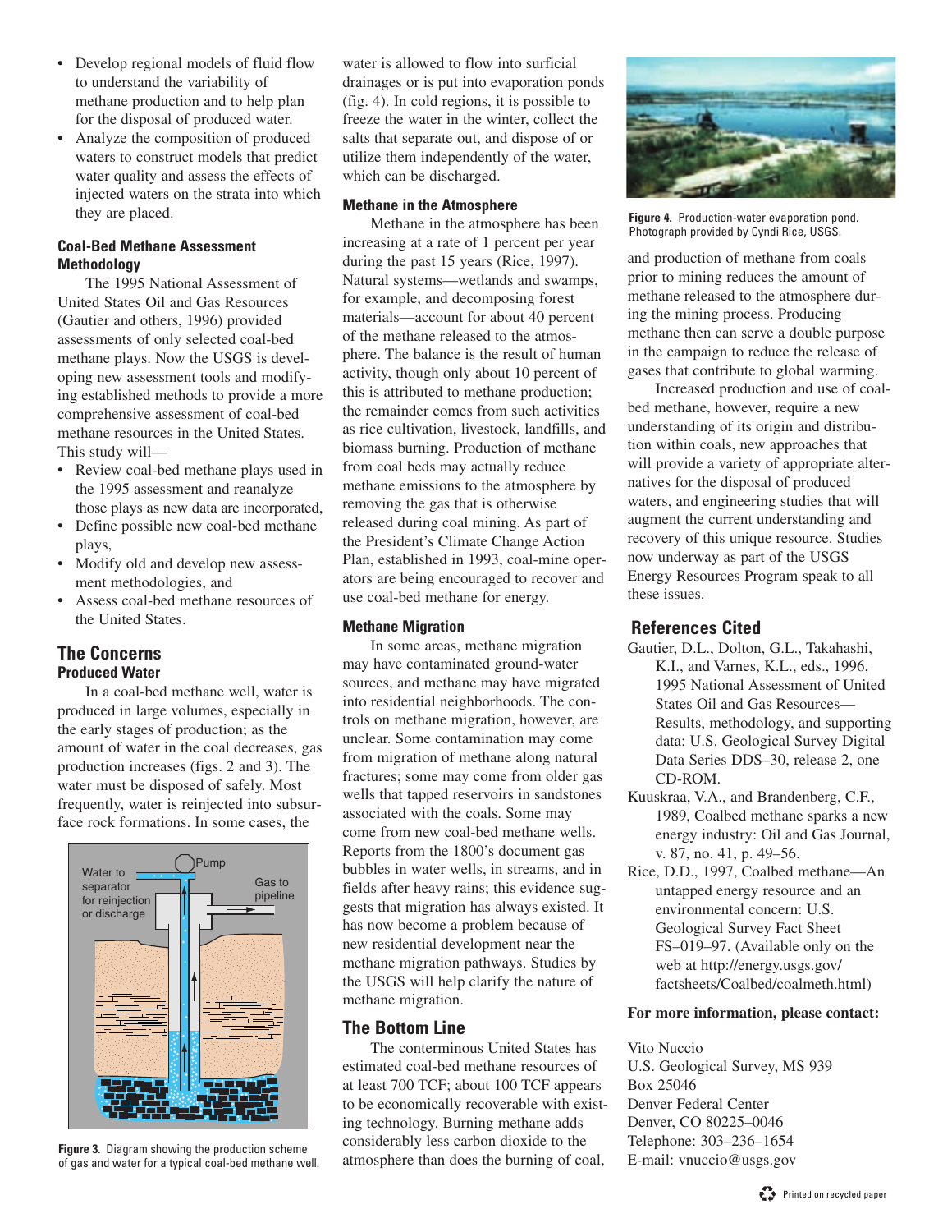- Develop regional models of fluid flow to understand the variability of methane production and to help plan for the disposal of produced water.
- Analyze the composition of produced waters to construct models that predict water quality and assess the effects of injected waters on the strata into which they are placed.

### Coal-Bed Methane Assessment Methodology

The 1995 National Assessment of United States Oil and Gas Resources (Gautier and others, 1996) provided assessments of only selected coal-bed methane plays. Now the USGS is developing new assessment tools and modifying established methods to provide a more comprehensive assessment of coal-bed methane resources in the United States. This study will—

- Review coal-bed methane plays used in the 1995 assessment and reanalyze those plays as new data are incorporated,
- Define possible new coal-bed methane plays,
- Modify old and develop new assessment methodologies, and
- Assess coal-bed methane resources of the United States.

## The Concerns

### Produced Water

In a coal-bed methane well, water is produced in large volumes, especially in the early stages of production; as the amount of water in the coal decreases, gas production increases (figs. 2 and 3). The water must be disposed of safely. Most frequently, water is reinjected into subsurface rock formations. In some cases, the water is allowed to flow into surficial drainages or is put into evaporation ponds (fig. 4). In cold regions, it is possible to freeze the water in the winter, collect the salts that separate out, and dispose of or utilize them independently of the water, which can be discharged.

Pump

Water to separator for reinjection or discharge

Gas to pipeline

**Figure 3.** Diagram showing the production scheme of gas and water for a typical coal-bed methane well.

### Methane in the Atmosphere

Methane in the atmosphere has been increasing at a rate of 1 percent per year during the past 15 years (Rice, 1997). Natural systems—wetlands and swamps, for example, and decomposing forest materials—account for about 40 percent of the methane released to the atmosphere. The balance is the result of human activity, though only about 10 percent of this is attributed to methane production; the remainder comes from such activities as rice cultivation, livestock, landfills, and biomass burning. Production of methane from coal beds may actually reduce methane emissions to the atmosphere by removing the gas that is otherwise released during coal mining. As part of the President's Climate Change Action Plan, established in 1993, coal-mine operators are being encouraged to recover and use coal-bed methane for energy.

### Methane Migration

In some areas, methane migration may have contaminated ground-water sources, and methane may have migrated into residential neighborhoods. The controls on methane migration, however, are unclear. Some contamination may come from migration of methane along natural fractures; some may come from older gas wells that tapped reservoirs in sandstones associated with the coals. Some may come from new coal-bed methane wells. Reports from the 1800's document gas bubbles in water wells, in streams, and in fields after heavy rains; this evidence suggests that migration has always existed. It has now become a problem because of new residential development near the methane migration pathways. Studies by the USGS will help clarify the nature of methane migration.

## The Bottom Line

The conterminous United States has estimated coal-bed methane resources of at least 700 TCF; about 100 TCF appears to be economically recoverable with existing technology. Burning methane adds considerably less carbon dioxide to the atmosphere than does the burning of coal, and production of methane from coals prior to mining reduces the amount of methane released to the atmosphere during the mining process. Producing methane then can serve a double purpose in the campaign to reduce the release of gases that contribute to global warming.

**Figure 4.** Production-water evaporation pond. Photograph provided by Cyndi Rice, USGS.

Increased production and use of coal-bed methane, however, require a new understanding of its origin and distribution within coals, new approaches that will provide a variety of appropriate alternatives for the disposal of produced waters, and engineering studies that will augment the current understanding and recovery of this unique resource. Studies now underway as part of the USGS Energy Resources Program speak to all these issues.

## References Cited

Gautier, D.L., Dolton, G.L., Takahashi, K.I., and Varnes, K.L., eds., 1996, 1995 National Assessment of United States Oil and Gas Resources—Results, methodology, and supporting data: U.S. Geological Survey Digital Data Series DDS–30, release 2, one CD-ROM.

Kuuskraa, V.A., and Brandenberg, C.F., 1989, Coalbed methane sparks a new energy industry: Oil and Gas Journal, v. 87, no. 41, p. 49–56.

Rice, D.D., 1997, Coalbed methane—An untapped energy resource and an environmental concern: U.S. Geological Survey Fact Sheet FS–019–97. (Available only on the web at http://energy.usgs.gov/factsheets/Coalbed/coalmeth.html)

**For more information, please contact:**

Vito Nuccio
U.S. Geological Survey, MS 939
Box 25046
Denver Federal Center
Denver, CO 80225–0046
Telephone: 303–236–1654
E-mail: vnuccio@usgs.gov

Printed on recycled paper